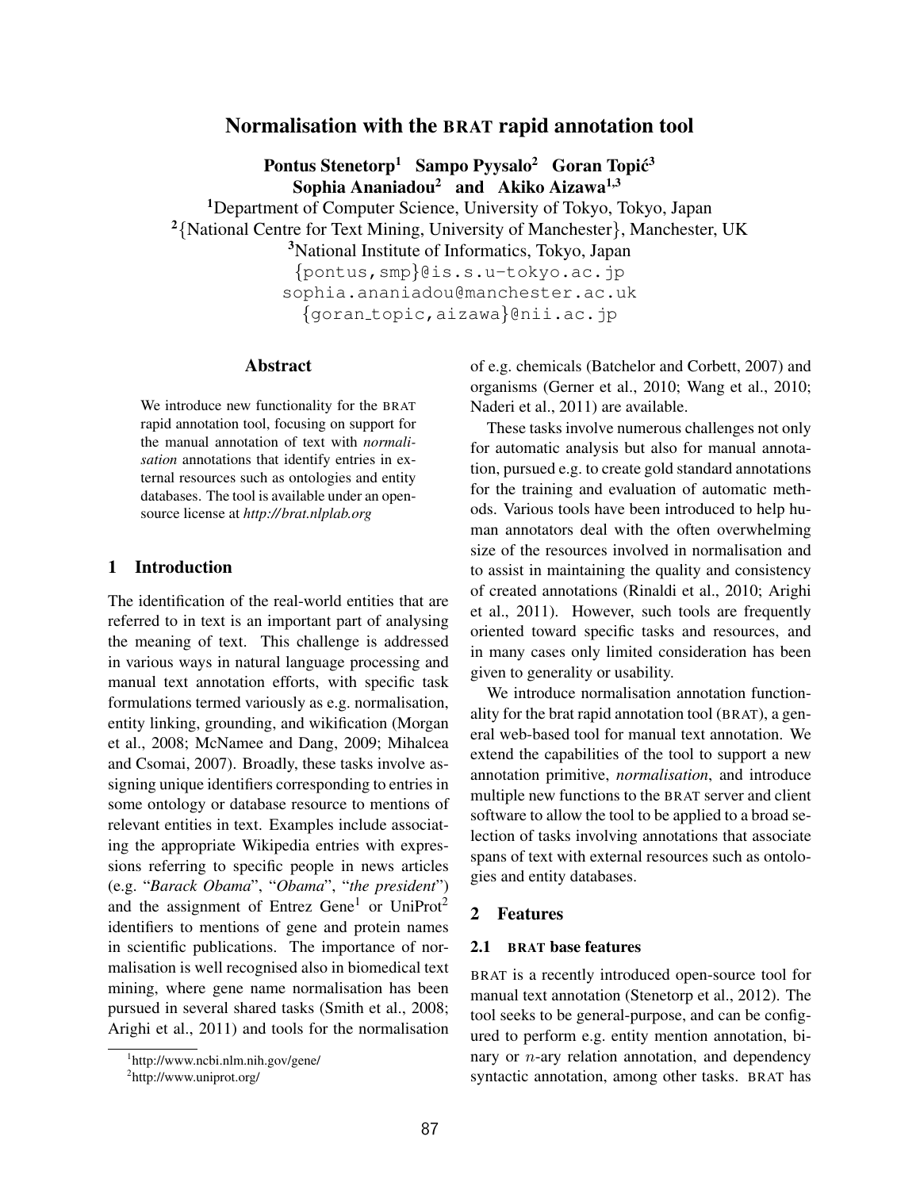# Normalisation with the BRAT rapid annotation tool

**Pontus Stenetorp[1] Sampo Pyysalo[2] Goran Topić[3]**
**Sophia Ananiadou[2] and Akiko Aizawa[1,3]**

[1]Department of Computer Science, University of Tokyo, Tokyo, Japan
[2]{National Centre for Text Mining, University of Manchester}, Manchester, UK
[3]National Institute of Informatics, Tokyo, Japan
{pontus,smp}@is.s.u-tokyo.ac.jp
sophia.ananiadou@manchester.ac.uk
{goran_topic,aizawa}@nii.ac.jp

## Abstract

We introduce new functionality for the BRAT rapid annotation tool, focusing on support for the manual annotation of text with *normalisation* annotations that identify entries in external resources such as ontologies and entity databases. The tool is available under an open-source license at *http://brat.nlplab.org*

## 1 Introduction

The identification of the real-world entities that are referred to in text is an important part of analysing the meaning of text. This challenge is addressed in various ways in natural language processing and manual text annotation efforts, with specific task formulations termed variously as e.g. normalisation, entity linking, grounding, and wikification (Morgan et al., 2008; McNamee and Dang, 2009; Mihalcea and Csomai, 2007). Broadly, these tasks involve assigning unique identifiers corresponding to entries in some ontology or database resource to mentions of relevant entities in text. Examples include associating the appropriate Wikipedia entries with expressions referring to specific people in news articles (e.g. "*Barack Obama*", "*Obama*", "*the president*") and the assignment of Entrez Gene[1] or UniProt[2] identifiers to mentions of gene and protein names in scientific publications. The importance of normalisation is well recognised also in biomedical text mining, where gene name normalisation has been pursued in several shared tasks (Smith et al., 2008; Arighi et al., 2011) and tools for the normalisation of e.g. chemicals (Batchelor and Corbett, 2007) and organisms (Gerner et al., 2010; Wang et al., 2010; Naderi et al., 2011) are available.

These tasks involve numerous challenges not only for automatic analysis but also for manual annotation, pursued e.g. to create gold standard annotations for the training and evaluation of automatic methods. Various tools have been introduced to help human annotators deal with the often overwhelming size of the resources involved in normalisation and to assist in maintaining the quality and consistency of created annotations (Rinaldi et al., 2010; Arighi et al., 2011). However, such tools are frequently oriented toward specific tasks and resources, and in many cases only limited consideration has been given to generality or usability.

We introduce normalisation annotation functionality for the brat rapid annotation tool (BRAT), a general web-based tool for manual text annotation. We extend the capabilities of the tool to support a new annotation primitive, *normalisation*, and introduce multiple new functions to the BRAT server and client software to allow the tool to be applied to a broad selection of tasks involving annotations that associate spans of text with external resources such as ontologies and entity databases.

## 2 Features

### 2.1 BRAT base features

BRAT is a recently introduced open-source tool for manual text annotation (Stenetorp et al., 2012). The tool seeks to be general-purpose, and can be configured to perform e.g. entity mention annotation, binary or $n$-ary relation annotation, and dependency syntactic annotation, among other tasks. BRAT has

[1]http://www.ncbi.nlm.nih.gov/gene/
[2]http://www.uniprot.org/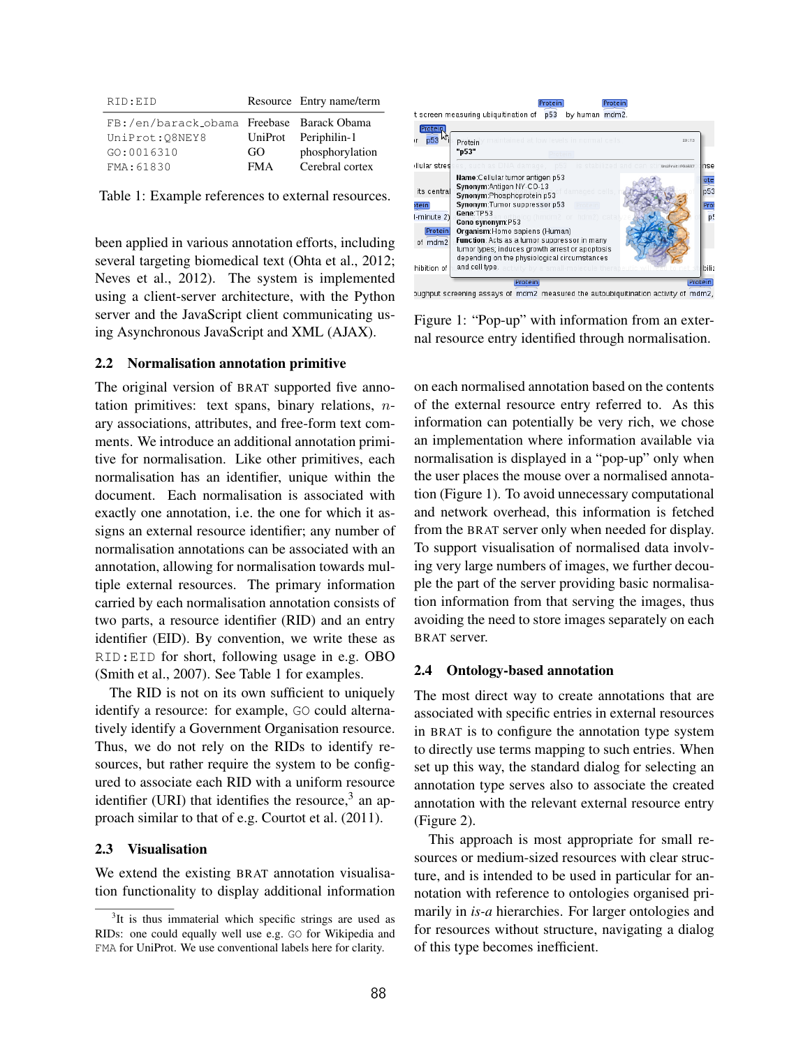| RID:EID | Resource | Entry name/term |
|---|---|---|
| FB:/en/barack_obama | Freebase | Barack Obama |
| UniProt:Q8NEY8 | UniProt | Periphilin-1 |
| GO:0016310 | GO | phosphorylation |
| FMA:61830 | FMA | Cerebral cortex |

Table 1: Example references to external resources.

been applied in various annotation efforts, including several targeting biomedical text (Ohta et al., 2012; Neves et al., 2012). The system is implemented using a client-server architecture, with the Python server and the JavaScript client communicating using Asynchronous JavaScript and XML (AJAX).

## 2.2 Normalisation annotation primitive

The original version of BRAT supported five annotation primitives: text spans, binary relations, $n$-ary associations, attributes, and free-form text comments. We introduce an additional annotation primitive for normalisation. Like other primitives, each normalisation has an identifier, unique within the document. Each normalisation is associated with exactly one annotation, i.e. the one for which it assigns an external resource identifier; any number of normalisation annotations can be associated with an annotation, allowing for normalisation towards multiple external resources. The primary information carried by each normalisation annotation consists of two parts, a resource identifier (RID) and an entry identifier (EID). By convention, we write these as RID:EID for short, following usage in e.g. OBO (Smith et al., 2007). See Table 1 for examples.

The RID is not on its own sufficient to uniquely identify a resource: for example, GO could alternatively identify a Government Organisation resource. Thus, we do not rely on the RIDs to identify resources, but rather require the system to be configured to associate each RID with a uniform resource identifier (URI) that identifies the resource,[3] an approach similar to that of e.g. Courtot et al. (2011).

## 2.3 Visualisation

We extend the existing BRAT annotation visualisation functionality to display additional information on each normalised annotation based on the contents of the external resource entry referred to. As this information can potentially be very rich, we chose an implementation where information available via normalisation is displayed in a "pop-up" only when the user places the mouse over a normalised annotation (Figure 1). To avoid unnecessary computational and network overhead, this information is fetched from the BRAT server only when needed for display. To support visualisation of normalised data involving very large numbers of images, we further decouple the part of the server providing basic normalisation information from that serving the images, thus avoiding the need to store images separately on each BRAT server.

Figure 1: "Pop-up" with information from an external resource entry identified through normalisation.

## 2.4 Ontology-based annotation

The most direct way to create annotations that are associated with specific entries in external resources in BRAT is to configure the annotation type system to directly use terms mapping to such entries. When set up this way, the standard dialog for selecting an annotation type serves also to associate the created annotation with the relevant external resource entry (Figure 2).

This approach is most appropriate for small resources or medium-sized resources with clear structure, and is intended to be used in particular for annotation with reference to ontologies organised primarily in *is-a* hierarchies. For larger ontologies and for resources without structure, navigating a dialog of this type becomes inefficient.

[3] It is thus immaterial which specific strings are used as RIDs: one could equally well use e.g. GO for Wikipedia and FMA for UniProt. We use conventional labels here for clarity.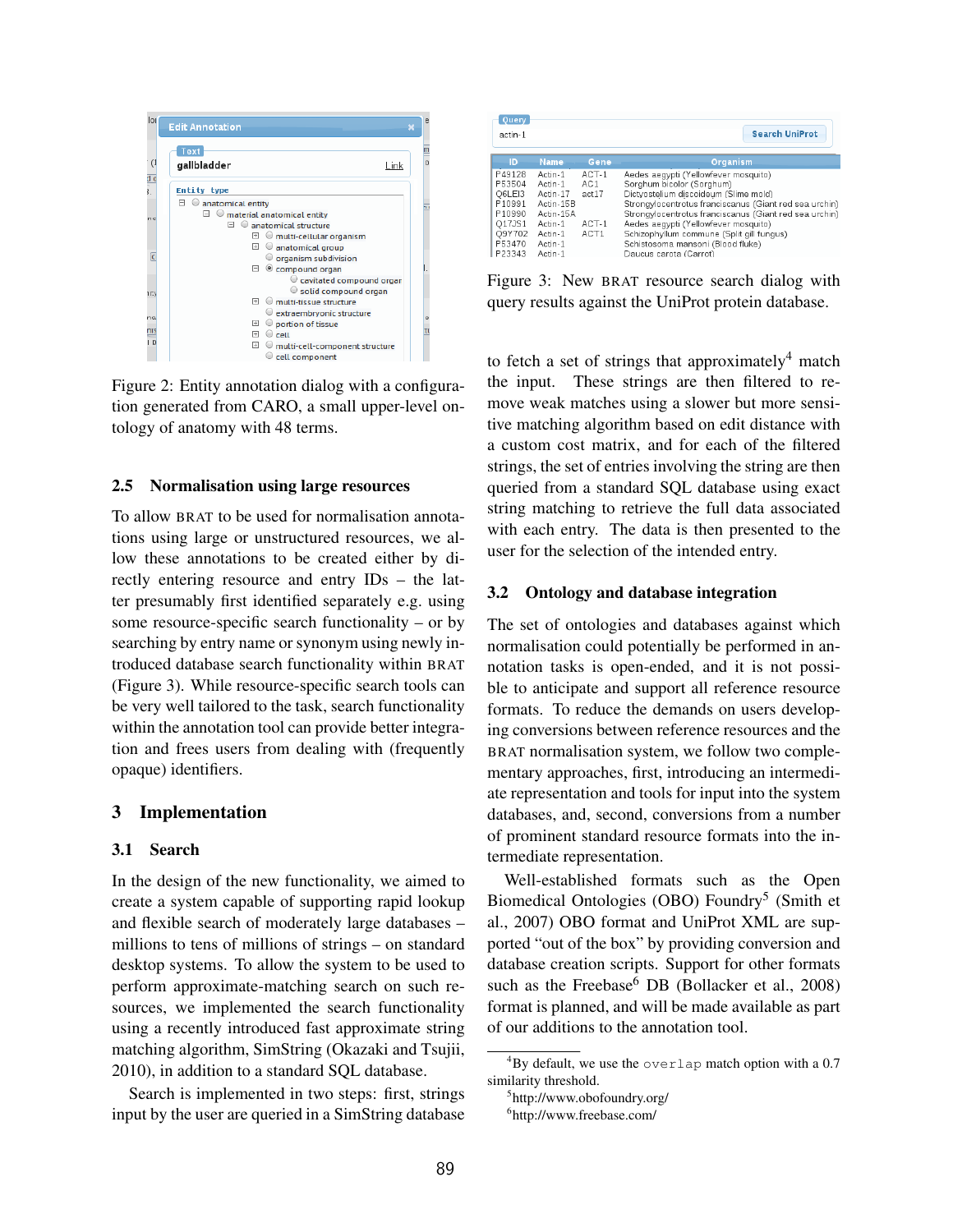Figure 2: Entity annotation dialog with a configuration generated from CARO, a small upper-level ontology of anatomy with 48 terms.

### 2.5 Normalisation using large resources

To allow BRAT to be used for normalisation annotations using large or unstructured resources, we allow these annotations to be created either by directly entering resource and entry IDs – the latter presumably first identified separately e.g. using some resource-specific search functionality – or by searching by entry name or synonym using newly introduced database search functionality within BRAT (Figure 3). While resource-specific search tools can be very well tailored to the task, search functionality within the annotation tool can provide better integration and frees users from dealing with (frequently opaque) identifiers.

## 3 Implementation

### 3.1 Search

In the design of the new functionality, we aimed to create a system capable of supporting rapid lookup and flexible search of moderately large databases – millions to tens of millions of strings – on standard desktop systems. To allow the system to be used to perform approximate-matching search on such resources, we implemented the search functionality using a recently introduced fast approximate string matching algorithm, SimString (Okazaki and Tsujii, 2010), in addition to a standard SQL database.

Search is implemented in two steps: first, strings input by the user are queried in a SimString database

Figure 3: New BRAT resource search dialog with query results against the UniProt protein database.

to fetch a set of strings that approximately[4] match the input. These strings are then filtered to remove weak matches using a slower but more sensitive matching algorithm based on edit distance with a custom cost matrix, and for each of the filtered strings, the set of entries involving the string are then queried from a standard SQL database using exact string matching to retrieve the full data associated with each entry. The data is then presented to the user for the selection of the intended entry.

### 3.2 Ontology and database integration

The set of ontologies and databases against which normalisation could potentially be performed in annotation tasks is open-ended, and it is not possible to anticipate and support all reference resource formats. To reduce the demands on users developing conversions between reference resources and the BRAT normalisation system, we follow two complementary approaches, first, introducing an intermediate representation and tools for input into the system databases, and, second, conversions from a number of prominent standard resource formats into the intermediate representation.

Well-established formats such as the Open Biomedical Ontologies (OBO) Foundry[5] (Smith et al., 2007) OBO format and UniProt XML are supported "out of the box" by providing conversion and database creation scripts. Support for other formats such as the Freebase[6] DB (Bollacker et al., 2008) format is planned, and will be made available as part of our additions to the annotation tool.

[4] By default, we use the `overlap` match option with a 0.7 similarity threshold.

[5] http://www.obofoundry.org/

[6] http://www.freebase.com/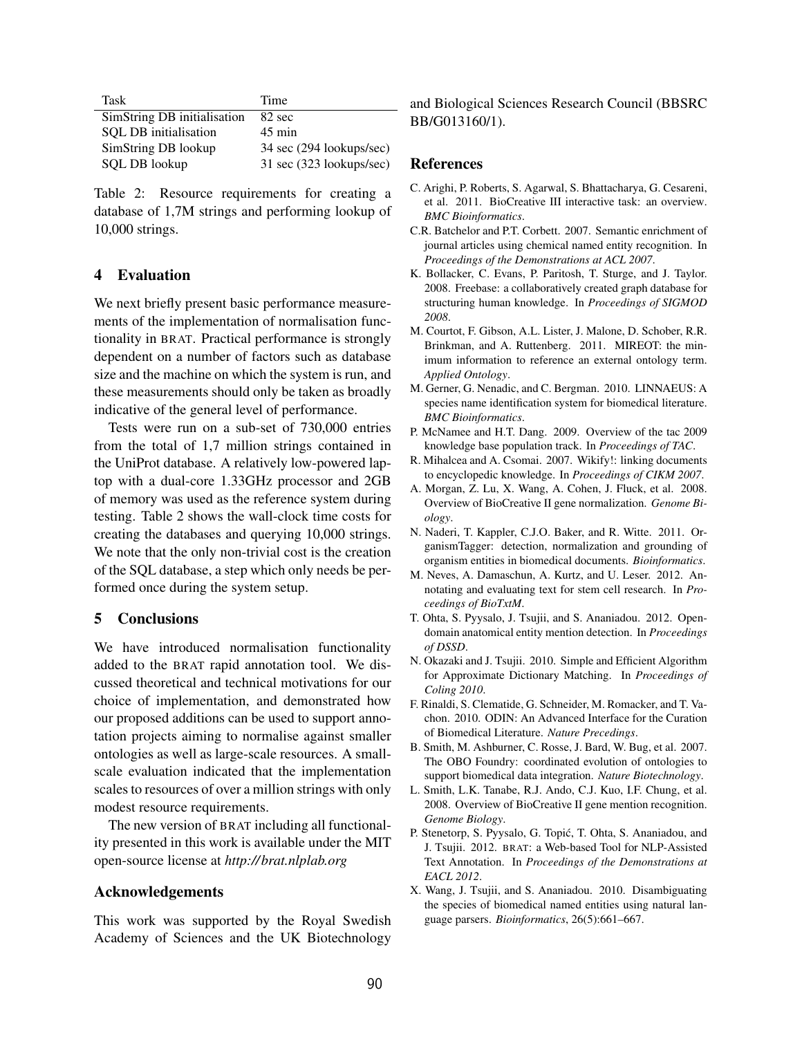| Task | Time |
|---|---|
| SimString DB initialisation | 82 sec |
| SQL DB initialisation | 45 min |
| SimString DB lookup | 34 sec (294 lookups/sec) |
| SQL DB lookup | 31 sec (323 lookups/sec) |

Table 2: Resource requirements for creating a database of 1,7M strings and performing lookup of 10,000 strings.

## 4 Evaluation

We next briefly present basic performance measurements of the implementation of normalisation functionality in BRAT. Practical performance is strongly dependent on a number of factors such as database size and the machine on which the system is run, and these measurements should only be taken as broadly indicative of the general level of performance.

Tests were run on a sub-set of 730,000 entries from the total of 1,7 million strings contained in the UniProt database. A relatively low-powered laptop with a dual-core 1.33GHz processor and 2GB of memory was used as the reference system during testing. Table 2 shows the wall-clock time costs for creating the databases and querying 10,000 strings. We note that the only non-trivial cost is the creation of the SQL database, a step which only needs be performed once during the system setup.

## 5 Conclusions

We have introduced normalisation functionality added to the BRAT rapid annotation tool. We discussed theoretical and technical motivations for our choice of implementation, and demonstrated how our proposed additions can be used to support annotation projects aiming to normalise against smaller ontologies as well as large-scale resources. A small-scale evaluation indicated that the implementation scales to resources of over a million strings with only modest resource requirements.

The new version of BRAT including all functionality presented in this work is available under the MIT open-source license at *http://brat.nlplab.org*

## Acknowledgements

This work was supported by the Royal Swedish Academy of Sciences and the UK Biotechnology and Biological Sciences Research Council (BBSRC BB/G013160/1).

## References

C. Arighi, P. Roberts, S. Agarwal, S. Bhattacharya, G. Cesareni, et al. 2011. BioCreative III interactive task: an overview. *BMC Bioinformatics*.

C.R. Batchelor and P.T. Corbett. 2007. Semantic enrichment of journal articles using chemical named entity recognition. In *Proceedings of the Demonstrations at ACL 2007*.

K. Bollacker, C. Evans, P. Paritosh, T. Sturge, and J. Taylor. 2008. Freebase: a collaboratively created graph database for structuring human knowledge. In *Proceedings of SIGMOD 2008*.

M. Courtot, F. Gibson, A.L. Lister, J. Malone, D. Schober, R.R. Brinkman, and A. Ruttenberg. 2011. MIREOT: the minimum information to reference an external ontology term. *Applied Ontology*.

M. Gerner, G. Nenadic, and C. Bergman. 2010. LINNAEUS: A species name identification system for biomedical literature. *BMC Bioinformatics*.

P. McNamee and H.T. Dang. 2009. Overview of the tac 2009 knowledge base population track. In *Proceedings of TAC*.

R. Mihalcea and A. Csomai. 2007. Wikify!: linking documents to encyclopedic knowledge. In *Proceedings of CIKM 2007*.

A. Morgan, Z. Lu, X. Wang, A. Cohen, J. Fluck, et al. 2008. Overview of BioCreative II gene normalization. *Genome Biology*.

N. Naderi, T. Kappler, C.J.O. Baker, and R. Witte. 2011. OrganismTagger: detection, normalization and grounding of organism entities in biomedical documents. *Bioinformatics*.

M. Neves, A. Damaschun, A. Kurtz, and U. Leser. 2012. Annotating and evaluating text for stem cell research. In *Proceedings of BioTxtM*.

T. Ohta, S. Pyysalo, J. Tsujii, and S. Ananiadou. 2012. Open-domain anatomical entity mention detection. In *Proceedings of DSSD*.

N. Okazaki and J. Tsujii. 2010. Simple and Efficient Algorithm for Approximate Dictionary Matching. In *Proceedings of Coling 2010*.

F. Rinaldi, S. Clematide, G. Schneider, M. Romacker, and T. Vachon. 2010. ODIN: An Advanced Interface for the Curation of Biomedical Literature. *Nature Precedings*.

B. Smith, M. Ashburner, C. Rosse, J. Bard, W. Bug, et al. 2007. The OBO Foundry: coordinated evolution of ontologies to support biomedical data integration. *Nature Biotechnology*.

L. Smith, L.K. Tanabe, R.J. Ando, C.J. Kuo, I.F. Chung, et al. 2008. Overview of BioCreative II gene mention recognition. *Genome Biology*.

P. Stenetorp, S. Pyysalo, G. Topić, T. Ohta, S. Ananiadou, and J. Tsujii. 2012. BRAT: a Web-based Tool for NLP-Assisted Text Annotation. In *Proceedings of the Demonstrations at EACL 2012*.

X. Wang, J. Tsujii, and S. Ananiadou. 2010. Disambiguating the species of biomedical named entities using natural language parsers. *Bioinformatics*, 26(5):661–667.